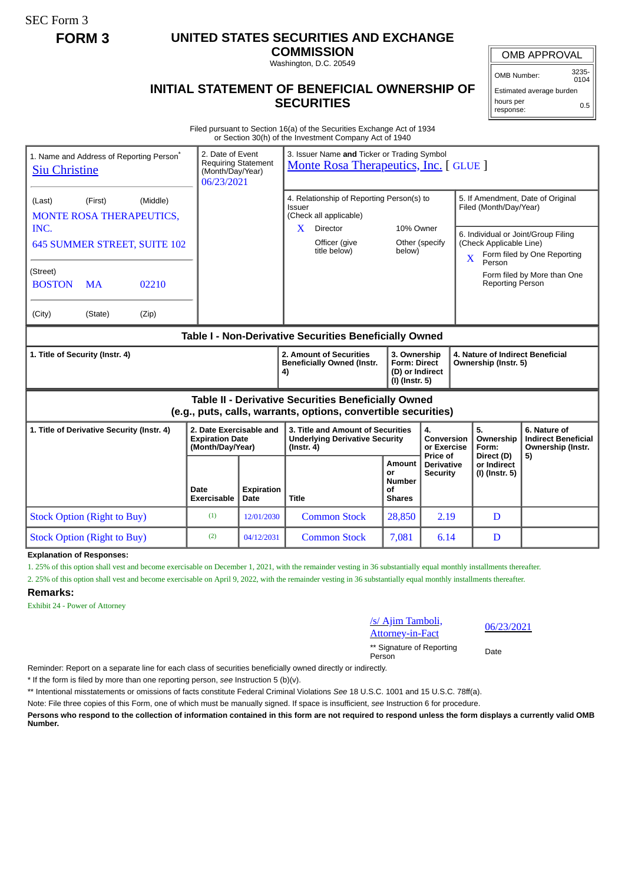SEC Form 3

**FORM 3**

# UNITED STATES SECURITIES AND EXCHANGE COMMISSION

Washington, D.C. 20549

## INITIAL STATEMENT OF BENEFICIAL OWNERSHIP OF SECURITIES

| OMB APPROVAL | |
|---|---|
| OMB Number: | 3235-0104 |
| Estimated average burden | |
| hours per response: | 0.5 |

Filed pursuant to Section 16(a) of the Securities Exchange Act of 1934
or Section 30(h) of the Investment Company Act of 1940

1. Name and Address of Reporting Person*
Siu Christine

(Last) (First) (Middle)
MONTE ROSA THERAPEUTICS, INC.
645 SUMMER STREET, SUITE 102

(Street)
BOSTON MA 02210

(City) (State) (Zip)

2. Date of Event Requiring Statement (Month/Day/Year)
06/23/2021

3. Issuer Name **and** Ticker or Trading Symbol
Monte Rosa Therapeutics, Inc. [ GLUE ]

4. Relationship of Reporting Person(s) to Issuer
(Check all applicable)
X Director
10% Owner
Officer (give title below)
Other (specify below)

5. If Amendment, Date of Original Filed (Month/Day/Year)

6. Individual or Joint/Group Filing (Check Applicable Line)
X Form filed by One Reporting Person
Form filed by More than One Reporting Person

### Table I - Non-Derivative Securities Beneficially Owned

| 1. Title of Security (Instr. 4) | 2. Amount of Securities Beneficially Owned (Instr. 4) | 3. Ownership Form: Direct (D) or Indirect (I) (Instr. 5) | 4. Nature of Indirect Beneficial Ownership (Instr. 5) |
|---|---|---|---|

### Table II - Derivative Securities Beneficially Owned (e.g., puts, calls, warrants, options, convertible securities)

| 1. Title of Derivative Security (Instr. 4) | 2. Date Exercisable and Expiration Date (Month/Day/Year) | | 3. Title and Amount of Securities Underlying Derivative Security (Instr. 4) | | 4. Conversion or Exercise Price of Derivative Security | 5. Ownership Form: Direct (D) or Indirect (I) (Instr. 5) | 6. Nature of Indirect Beneficial Ownership (Instr. 5) |
|---|---|---|---|---|---|---|---|
| | Date Exercisable | Expiration Date | Title | Amount or Number of Shares | | | |
| Stock Option (Right to Buy) | (1) | 12/01/2030 | Common Stock | 28,850 | 2.19 | D | |
| Stock Option (Right to Buy) | (2) | 04/12/2031 | Common Stock | 7,081 | 6.14 | D | |

**Explanation of Responses:**

1. 25% of this option shall vest and become exercisable on December 1, 2021, with the remainder vesting in 36 substantially equal monthly installments thereafter.
2. 25% of this option shall vest and become exercisable on April 9, 2022, with the remainder vesting in 36 substantially equal monthly installments thereafter.

**Remarks:**

Exhibit 24 - Power of Attorney

/s/ Ajim Tamboli, Attorney-in-Fact — 06/23/2021

** Signature of Reporting Person — Date

Reminder: Report on a separate line for each class of securities beneficially owned directly or indirectly.

* If the form is filed by more than one reporting person, *see* Instruction 5 (b)(v).

** Intentional misstatements or omissions of facts constitute Federal Criminal Violations *See* 18 U.S.C. 1001 and 15 U.S.C. 78ff(a).

Note: File three copies of this Form, one of which must be manually signed. If space is insufficient, *see* Instruction 6 for procedure.

**Persons who respond to the collection of information contained in this form are not required to respond unless the form displays a currently valid OMB Number.**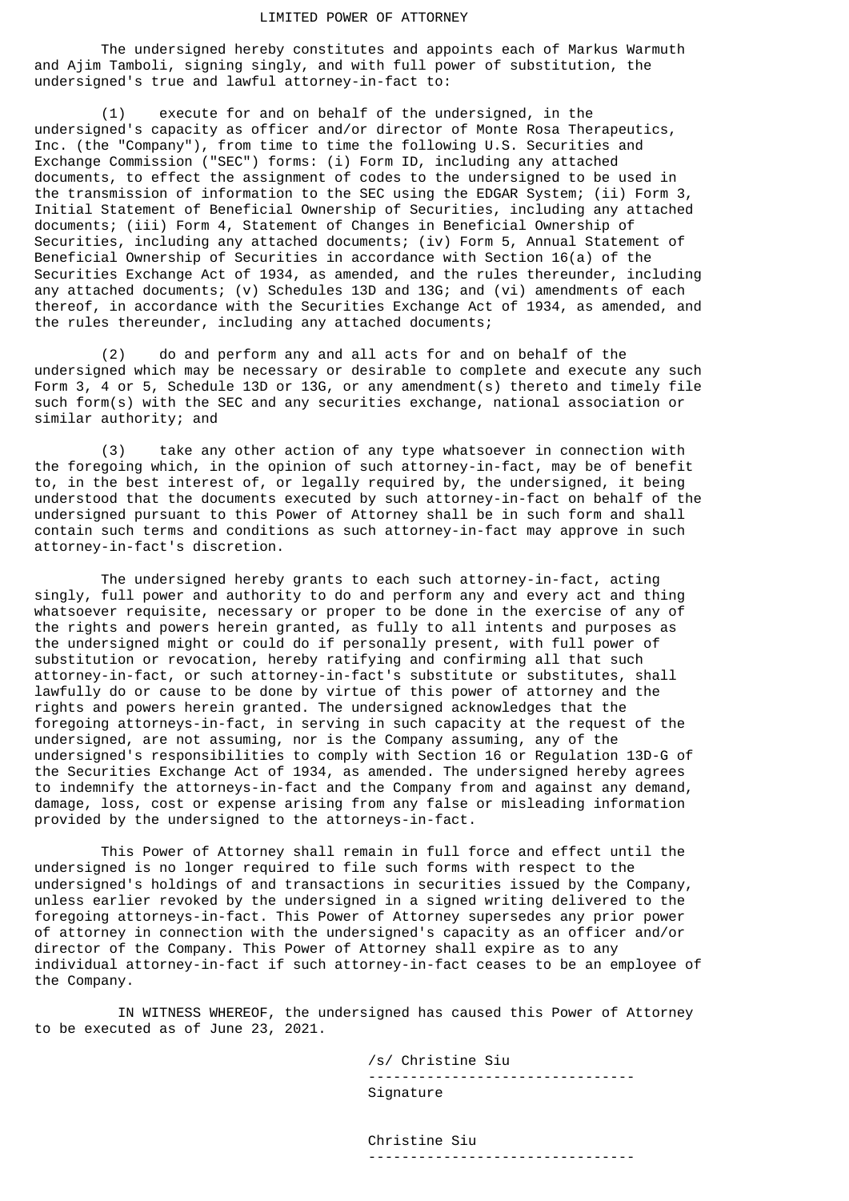# LIMITED POWER OF ATTORNEY

The undersigned hereby constitutes and appoints each of Markus Warmuth and Ajim Tamboli, signing singly, and with full power of substitution, the undersigned's true and lawful attorney-in-fact to:

(1) execute for and on behalf of the undersigned, in the undersigned's capacity as officer and/or director of Monte Rosa Therapeutics, Inc. (the "Company"), from time to time the following U.S. Securities and Exchange Commission ("SEC") forms: (i) Form ID, including any attached documents, to effect the assignment of codes to the undersigned to be used in the transmission of information to the SEC using the EDGAR System; (ii) Form 3, Initial Statement of Beneficial Ownership of Securities, including any attached documents; (iii) Form 4, Statement of Changes in Beneficial Ownership of Securities, including any attached documents; (iv) Form 5, Annual Statement of Beneficial Ownership of Securities in accordance with Section 16(a) of the Securities Exchange Act of 1934, as amended, and the rules thereunder, including any attached documents; (v) Schedules 13D and 13G; and (vi) amendments of each thereof, in accordance with the Securities Exchange Act of 1934, as amended, and the rules thereunder, including any attached documents;

(2) do and perform any and all acts for and on behalf of the undersigned which may be necessary or desirable to complete and execute any such Form 3, 4 or 5, Schedule 13D or 13G, or any amendment(s) thereto and timely file such form(s) with the SEC and any securities exchange, national association or similar authority; and

(3) take any other action of any type whatsoever in connection with the foregoing which, in the opinion of such attorney-in-fact, may be of benefit to, in the best interest of, or legally required by, the undersigned, it being understood that the documents executed by such attorney-in-fact on behalf of the undersigned pursuant to this Power of Attorney shall be in such form and shall contain such terms and conditions as such attorney-in-fact may approve in such attorney-in-fact's discretion.

The undersigned hereby grants to each such attorney-in-fact, acting singly, full power and authority to do and perform any and every act and thing whatsoever requisite, necessary or proper to be done in the exercise of any of the rights and powers herein granted, as fully to all intents and purposes as the undersigned might or could do if personally present, with full power of substitution or revocation, hereby ratifying and confirming all that such attorney-in-fact, or such attorney-in-fact's substitute or substitutes, shall lawfully do or cause to be done by virtue of this power of attorney and the rights and powers herein granted. The undersigned acknowledges that the foregoing attorneys-in-fact, in serving in such capacity at the request of the undersigned, are not assuming, nor is the Company assuming, any of the undersigned's responsibilities to comply with Section 16 or Regulation 13D-G of the Securities Exchange Act of 1934, as amended. The undersigned hereby agrees to indemnify the attorneys-in-fact and the Company from and against any demand, damage, loss, cost or expense arising from any false or misleading information provided by the undersigned to the attorneys-in-fact.

This Power of Attorney shall remain in full force and effect until the undersigned is no longer required to file such forms with respect to the undersigned's holdings of and transactions in securities issued by the Company, unless earlier revoked by the undersigned in a signed writing delivered to the foregoing attorneys-in-fact. This Power of Attorney supersedes any prior power of attorney in connection with the undersigned's capacity as an officer and/or director of the Company. This Power of Attorney shall expire as to any individual attorney-in-fact if such attorney-in-fact ceases to be an employee of the Company.

IN WITNESS WHEREOF, the undersigned has caused this Power of Attorney to be executed as of June 23, 2021.

/s/ Christine Siu
--------------------------------
Signature

Christine Siu
--------------------------------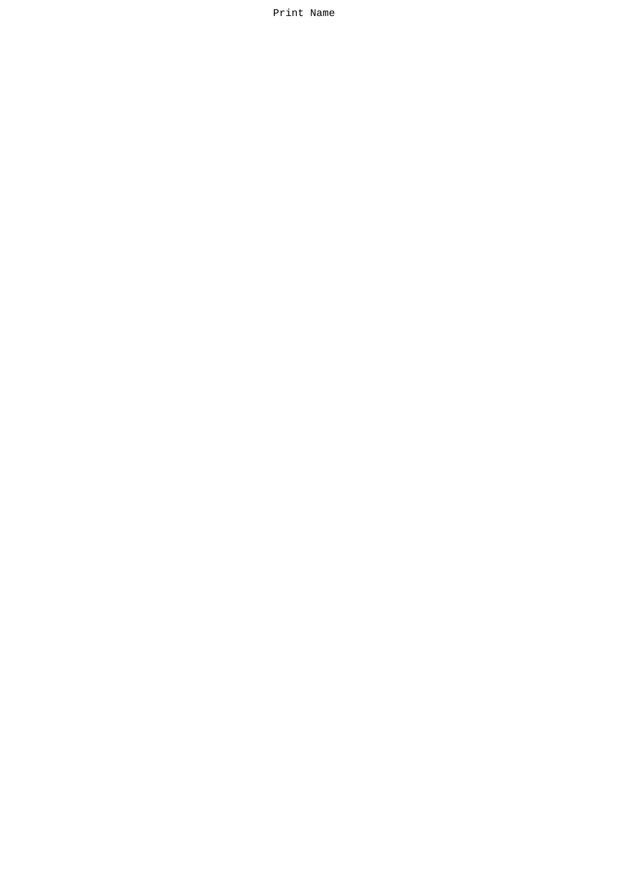Print Name